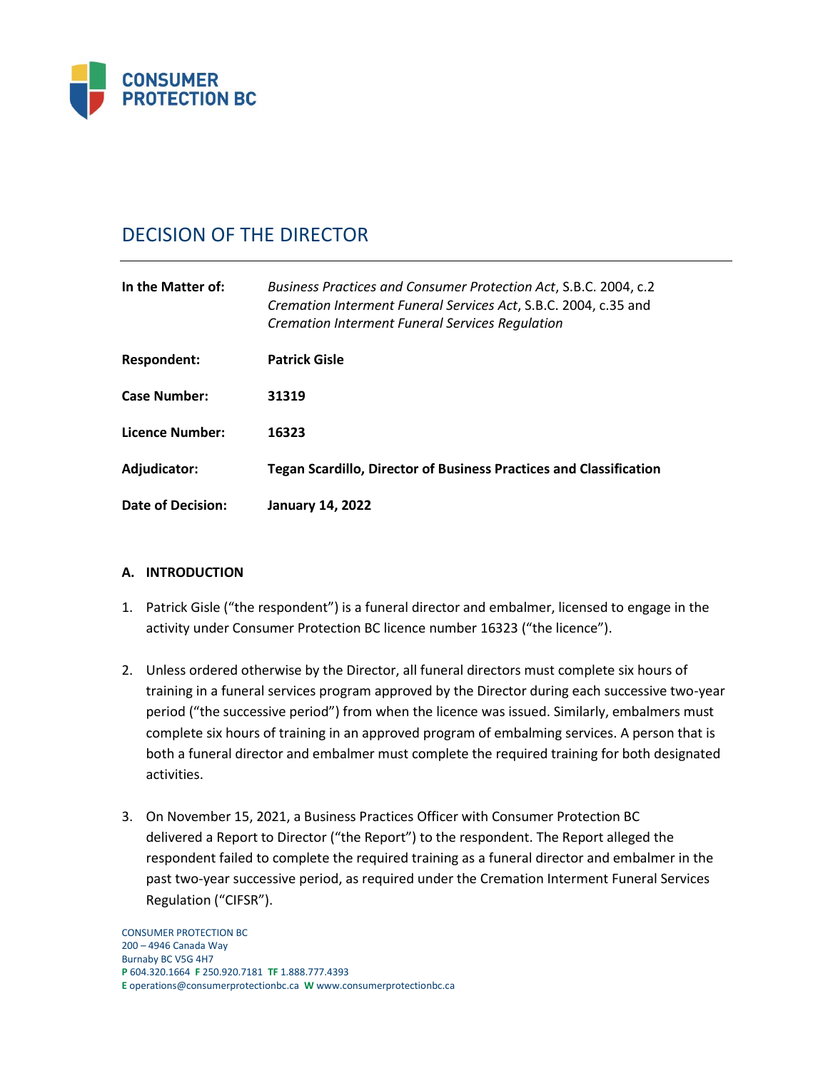CONSUMER PROTECTION BC

# DECISION OF THE DIRECTOR

| | |
|---|---|
| **In the Matter of:** | *Business Practices and Consumer Protection Act*, S.B.C. 2004, c.2 *Cremation Interment Funeral Services Act*, S.B.C. 2004, c.35 and *Cremation Interment Funeral Services Regulation* |
| **Respondent:** | **Patrick Gisle** |
| **Case Number:** | **31319** |
| **Licence Number:** | **16323** |
| **Adjudicator:** | **Tegan Scardillo, Director of Business Practices and Classification** |
| **Date of Decision:** | **January 14, 2022** |

**A. INTRODUCTION**

1. Patrick Gisle ("the respondent") is a funeral director and embalmer, licensed to engage in the activity under Consumer Protection BC licence number 16323 ("the licence").

2. Unless ordered otherwise by the Director, all funeral directors must complete six hours of training in a funeral services program approved by the Director during each successive two-year period ("the successive period") from when the licence was issued. Similarly, embalmers must complete six hours of training in an approved program of embalming services. A person that is both a funeral director and embalmer must complete the required training for both designated activities.

3. On November 15, 2021, a Business Practices Officer with Consumer Protection BC delivered a Report to Director ("the Report") to the respondent. The Report alleged the respondent failed to complete the required training as a funeral director and embalmer in the past two-year successive period, as required under the Cremation Interment Funeral Services Regulation ("CIFSR").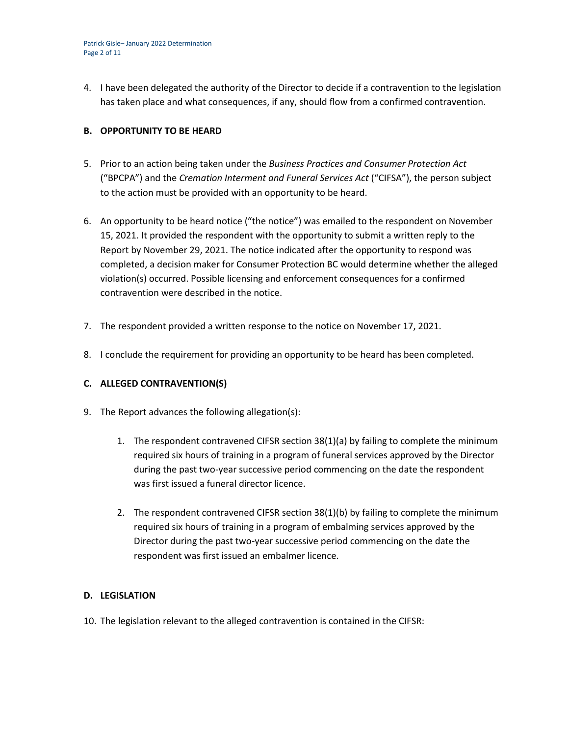4. I have been delegated the authority of the Director to decide if a contravention to the legislation has taken place and what consequences, if any, should flow from a confirmed contravention.

## B. OPPORTUNITY TO BE HEARD

5. Prior to an action being taken under the *Business Practices and Consumer Protection Act* ("BPCPA") and the *Cremation Interment and Funeral Services Act* ("CIFSA"), the person subject to the action must be provided with an opportunity to be heard.

6. An opportunity to be heard notice ("the notice") was emailed to the respondent on November 15, 2021. It provided the respondent with the opportunity to submit a written reply to the Report by November 29, 2021. The notice indicated after the opportunity to respond was completed, a decision maker for Consumer Protection BC would determine whether the alleged violation(s) occurred. Possible licensing and enforcement consequences for a confirmed contravention were described in the notice.

7. The respondent provided a written response to the notice on November 17, 2021.

8. I conclude the requirement for providing an opportunity to be heard has been completed.

## C. ALLEGED CONTRAVENTION(S)

9. The Report advances the following allegation(s):

    1. The respondent contravened CIFSR section 38(1)(a) by failing to complete the minimum required six hours of training in a program of funeral services approved by the Director during the past two-year successive period commencing on the date the respondent was first issued a funeral director licence.

    2. The respondent contravened CIFSR section 38(1)(b) by failing to complete the minimum required six hours of training in a program of embalming services approved by the Director during the past two-year successive period commencing on the date the respondent was first issued an embalmer licence.

## D. LEGISLATION

10. The legislation relevant to the alleged contravention is contained in the CIFSR: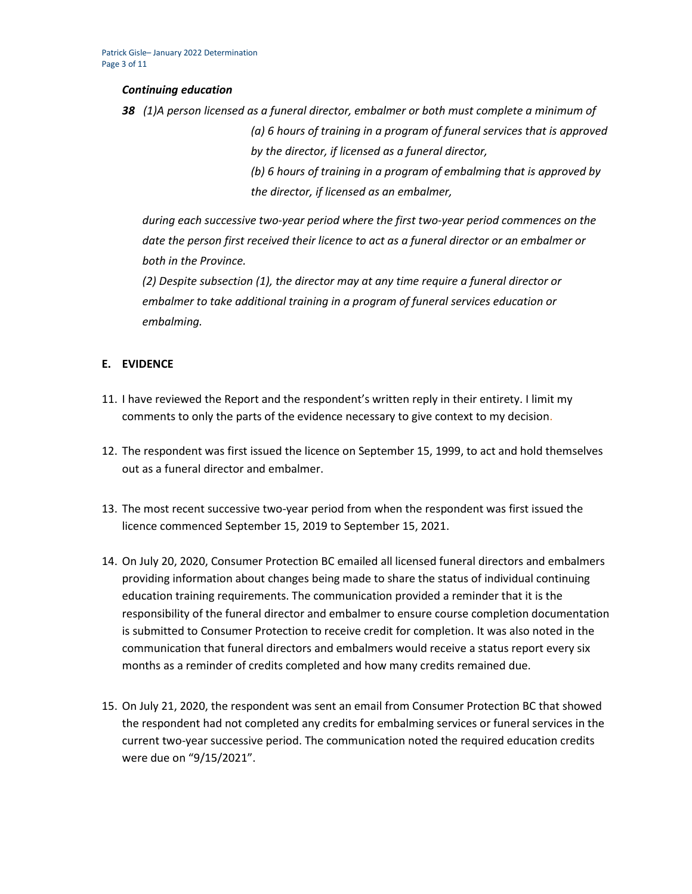### *Continuing education*

***38*** *(1)A person licensed as a funeral director, embalmer or both must complete a minimum of*

*(a) 6 hours of training in a program of funeral services that is approved by the director, if licensed as a funeral director,*

*(b) 6 hours of training in a program of embalming that is approved by the director, if licensed as an embalmer,*

*during each successive two-year period where the first two-year period commences on the date the person first received their licence to act as a funeral director or an embalmer or both in the Province.*

*(2) Despite subsection (1), the director may at any time require a funeral director or embalmer to take additional training in a program of funeral services education or embalming.*

## E. EVIDENCE

11. I have reviewed the Report and the respondent's written reply in their entirety. I limit my comments to only the parts of the evidence necessary to give context to my decision.

12. The respondent was first issued the licence on September 15, 1999, to act and hold themselves out as a funeral director and embalmer.

13. The most recent successive two-year period from when the respondent was first issued the licence commenced September 15, 2019 to September 15, 2021.

14. On July 20, 2020, Consumer Protection BC emailed all licensed funeral directors and embalmers providing information about changes being made to share the status of individual continuing education training requirements. The communication provided a reminder that it is the responsibility of the funeral director and embalmer to ensure course completion documentation is submitted to Consumer Protection to receive credit for completion. It was also noted in the communication that funeral directors and embalmers would receive a status report every six months as a reminder of credits completed and how many credits remained due.

15. On July 21, 2020, the respondent was sent an email from Consumer Protection BC that showed the respondent had not completed any credits for embalming services or funeral services in the current two-year successive period. The communication noted the required education credits were due on "9/15/2021".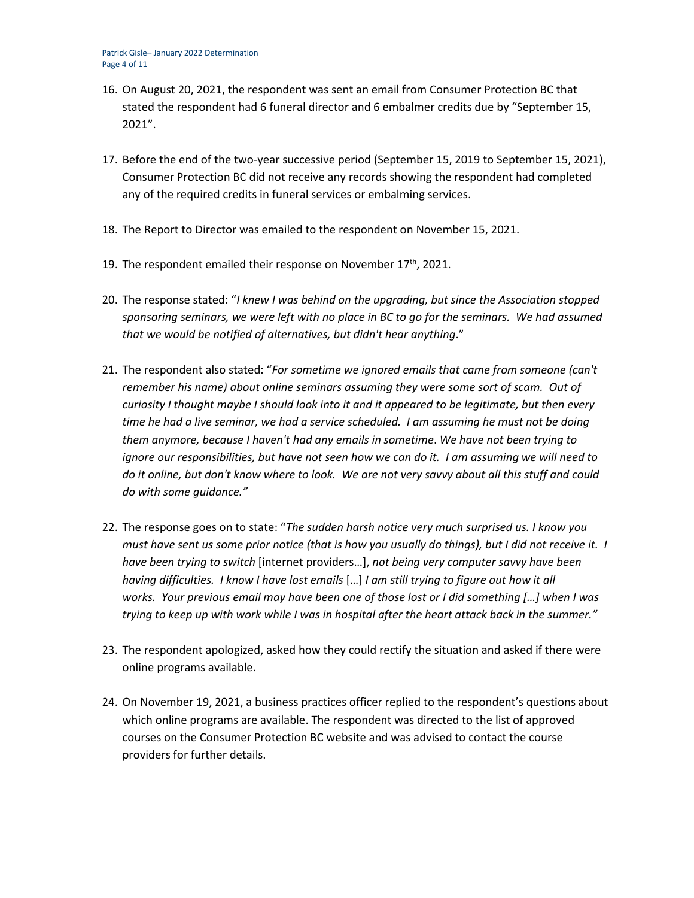16. On August 20, 2021, the respondent was sent an email from Consumer Protection BC that stated the respondent had 6 funeral director and 6 embalmer credits due by "September 15, 2021".

17. Before the end of the two-year successive period (September 15, 2019 to September 15, 2021), Consumer Protection BC did not receive any records showing the respondent had completed any of the required credits in funeral services or embalming services.

18. The Report to Director was emailed to the respondent on November 15, 2021.

19. The respondent emailed their response on November 17th, 2021.

20. The response stated: "*I knew I was behind on the upgrading, but since the Association stopped sponsoring seminars, we were left with no place in BC to go for the seminars. We had assumed that we would be notified of alternatives, but didn't hear anything*."

21. The respondent also stated: "*For sometime we ignored emails that came from someone (can't remember his name) about online seminars assuming they were some sort of scam. Out of curiosity I thought maybe I should look into it and it appeared to be legitimate, but then every time he had a live seminar, we had a service scheduled. I am assuming he must not be doing them anymore, because I haven't had any emails in sometime. We have not been trying to ignore our responsibilities, but have not seen how we can do it. I am assuming we will need to do it online, but don't know where to look. We are not very savvy about all this stuff and could do with some guidance.*"

22. The response goes on to state: "*The sudden harsh notice very much surprised us. I know you must have sent us some prior notice (that is how you usually do things), but I did not receive it. I have been trying to switch* [internet providers…], *not being very computer savvy have been having difficulties. I know I have lost emails* […] *I am still trying to figure out how it all works. Your previous email may have been one of those lost or I did something […] when I was trying to keep up with work while I was in hospital after the heart attack back in the summer.*"

23. The respondent apologized, asked how they could rectify the situation and asked if there were online programs available.

24. On November 19, 2021, a business practices officer replied to the respondent's questions about which online programs are available. The respondent was directed to the list of approved courses on the Consumer Protection BC website and was advised to contact the course providers for further details.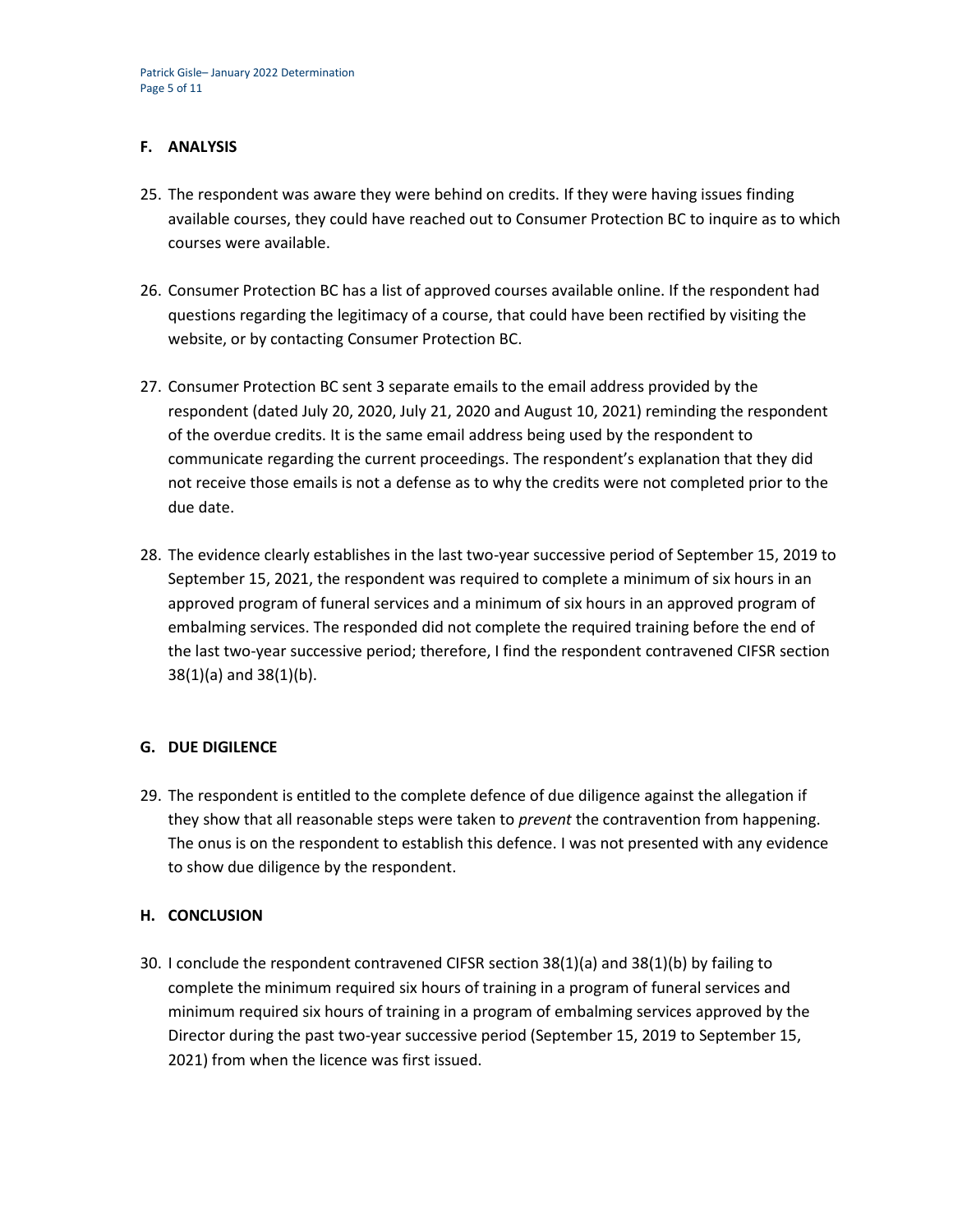## F. ANALYSIS

25. The respondent was aware they were behind on credits. If they were having issues finding available courses, they could have reached out to Consumer Protection BC to inquire as to which courses were available.

26. Consumer Protection BC has a list of approved courses available online. If the respondent had questions regarding the legitimacy of a course, that could have been rectified by visiting the website, or by contacting Consumer Protection BC.

27. Consumer Protection BC sent 3 separate emails to the email address provided by the respondent (dated July 20, 2020, July 21, 2020 and August 10, 2021) reminding the respondent of the overdue credits. It is the same email address being used by the respondent to communicate regarding the current proceedings. The respondent's explanation that they did not receive those emails is not a defense as to why the credits were not completed prior to the due date.

28. The evidence clearly establishes in the last two-year successive period of September 15, 2019 to September 15, 2021, the respondent was required to complete a minimum of six hours in an approved program of funeral services and a minimum of six hours in an approved program of embalming services. The responded did not complete the required training before the end of the last two-year successive period; therefore, I find the respondent contravened CIFSR section 38(1)(a) and 38(1)(b).

## G. DUE DIGILENCE

29. The respondent is entitled to the complete defence of due diligence against the allegation if they show that all reasonable steps were taken to *prevent* the contravention from happening. The onus is on the respondent to establish this defence. I was not presented with any evidence to show due diligence by the respondent.

## H. CONCLUSION

30. I conclude the respondent contravened CIFSR section 38(1)(a) and 38(1)(b) by failing to complete the minimum required six hours of training in a program of funeral services and minimum required six hours of training in a program of embalming services approved by the Director during the past two-year successive period (September 15, 2019 to September 15, 2021) from when the licence was first issued.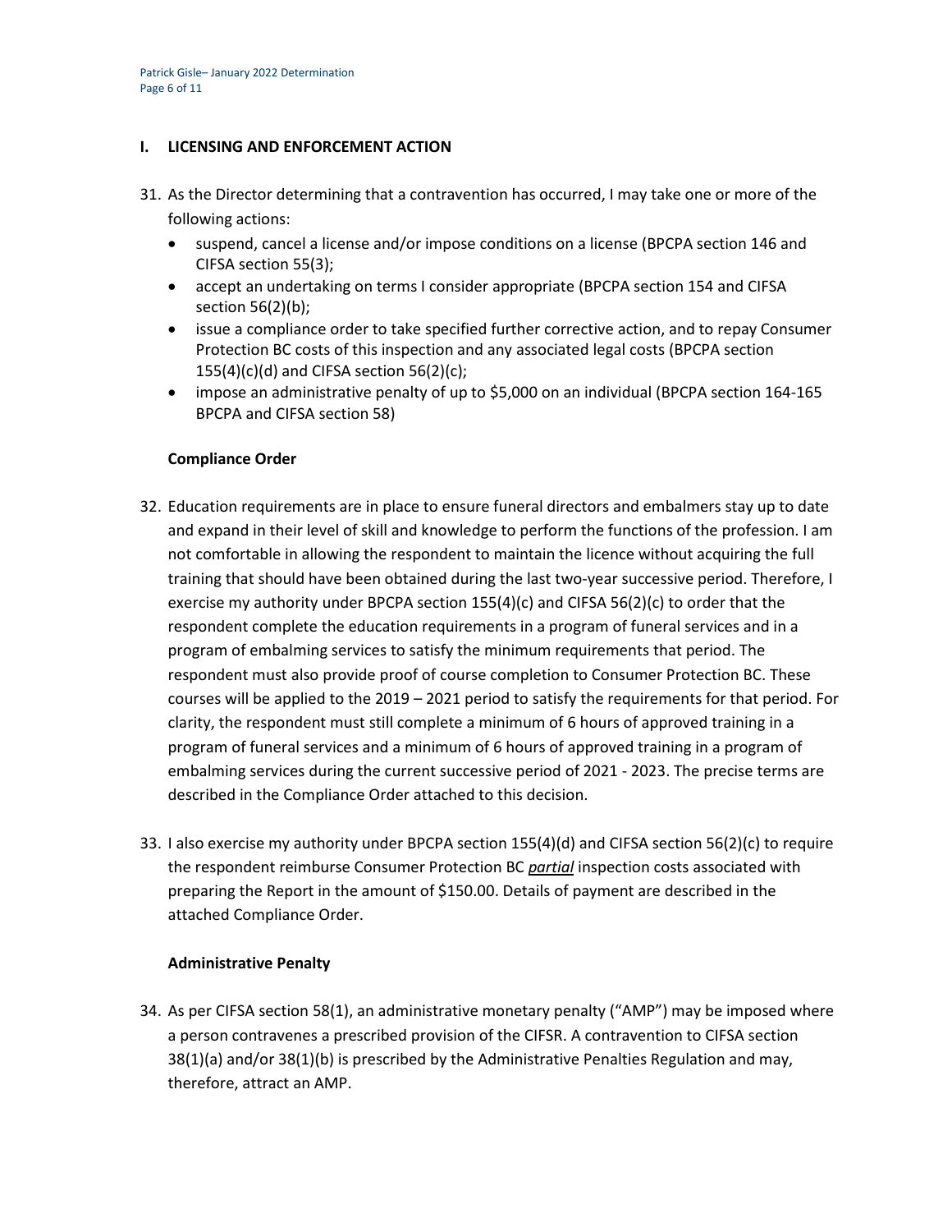## I. LICENSING AND ENFORCEMENT ACTION

31. As the Director determining that a contravention has occurred, I may take one or more of the following actions:
    - suspend, cancel a license and/or impose conditions on a license (BPCPA section 146 and CIFSA section 55(3);
    - accept an undertaking on terms I consider appropriate (BPCPA section 154 and CIFSA section 56(2)(b);
    - issue a compliance order to take specified further corrective action, and to repay Consumer Protection BC costs of this inspection and any associated legal costs (BPCPA section 155(4)(c)(d) and CIFSA section 56(2)(c);
    - impose an administrative penalty of up to $5,000 on an individual (BPCPA section 164-165 BPCPA and CIFSA section 58)

**Compliance Order**

32. Education requirements are in place to ensure funeral directors and embalmers stay up to date and expand in their level of skill and knowledge to perform the functions of the profession. I am not comfortable in allowing the respondent to maintain the licence without acquiring the full training that should have been obtained during the last two-year successive period. Therefore, I exercise my authority under BPCPA section 155(4)(c) and CIFSA 56(2)(c) to order that the respondent complete the education requirements in a program of funeral services and in a program of embalming services to satisfy the minimum requirements that period. The respondent must also provide proof of course completion to Consumer Protection BC. These courses will be applied to the 2019 – 2021 period to satisfy the requirements for that period. For clarity, the respondent must still complete a minimum of 6 hours of approved training in a program of funeral services and a minimum of 6 hours of approved training in a program of embalming services during the current successive period of 2021 - 2023. The precise terms are described in the Compliance Order attached to this decision.

33. I also exercise my authority under BPCPA section 155(4)(d) and CIFSA section 56(2)(c) to require the respondent reimburse Consumer Protection BC ***partial*** inspection costs associated with preparing the Report in the amount of $150.00. Details of payment are described in the attached Compliance Order.

**Administrative Penalty**

34. As per CIFSA section 58(1), an administrative monetary penalty ("AMP") may be imposed where a person contravenes a prescribed provision of the CIFSR. A contravention to CIFSA section 38(1)(a) and/or 38(1)(b) is prescribed by the Administrative Penalties Regulation and may, therefore, attract an AMP.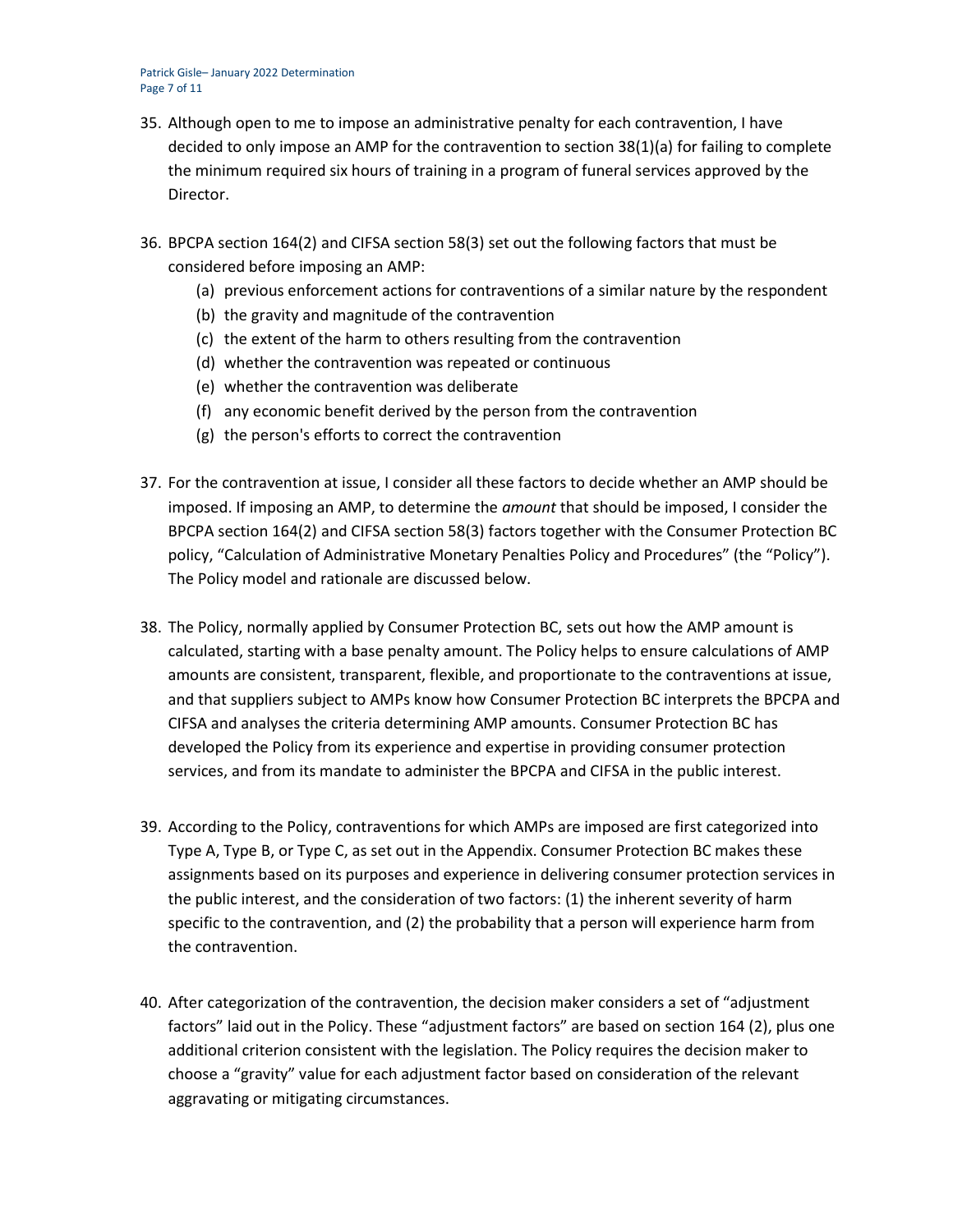35. Although open to me to impose an administrative penalty for each contravention, I have decided to only impose an AMP for the contravention to section 38(1)(a) for failing to complete the minimum required six hours of training in a program of funeral services approved by the Director.

36. BPCPA section 164(2) and CIFSA section 58(3) set out the following factors that must be considered before imposing an AMP:
    (a) previous enforcement actions for contraventions of a similar nature by the respondent
    (b) the gravity and magnitude of the contravention
    (c) the extent of the harm to others resulting from the contravention
    (d) whether the contravention was repeated or continuous
    (e) whether the contravention was deliberate
    (f) any economic benefit derived by the person from the contravention
    (g) the person's efforts to correct the contravention

37. For the contravention at issue, I consider all these factors to decide whether an AMP should be imposed. If imposing an AMP, to determine the *amount* that should be imposed, I consider the BPCPA section 164(2) and CIFSA section 58(3) factors together with the Consumer Protection BC policy, "Calculation of Administrative Monetary Penalties Policy and Procedures" (the "Policy"). The Policy model and rationale are discussed below.

38. The Policy, normally applied by Consumer Protection BC, sets out how the AMP amount is calculated, starting with a base penalty amount. The Policy helps to ensure calculations of AMP amounts are consistent, transparent, flexible, and proportionate to the contraventions at issue, and that suppliers subject to AMPs know how Consumer Protection BC interprets the BPCPA and CIFSA and analyses the criteria determining AMP amounts. Consumer Protection BC has developed the Policy from its experience and expertise in providing consumer protection services, and from its mandate to administer the BPCPA and CIFSA in the public interest.

39. According to the Policy, contraventions for which AMPs are imposed are first categorized into Type A, Type B, or Type C, as set out in the Appendix. Consumer Protection BC makes these assignments based on its purposes and experience in delivering consumer protection services in the public interest, and the consideration of two factors: (1) the inherent severity of harm specific to the contravention, and (2) the probability that a person will experience harm from the contravention.

40. After categorization of the contravention, the decision maker considers a set of "adjustment factors" laid out in the Policy. These "adjustment factors" are based on section 164 (2), plus one additional criterion consistent with the legislation. The Policy requires the decision maker to choose a "gravity" value for each adjustment factor based on consideration of the relevant aggravating or mitigating circumstances.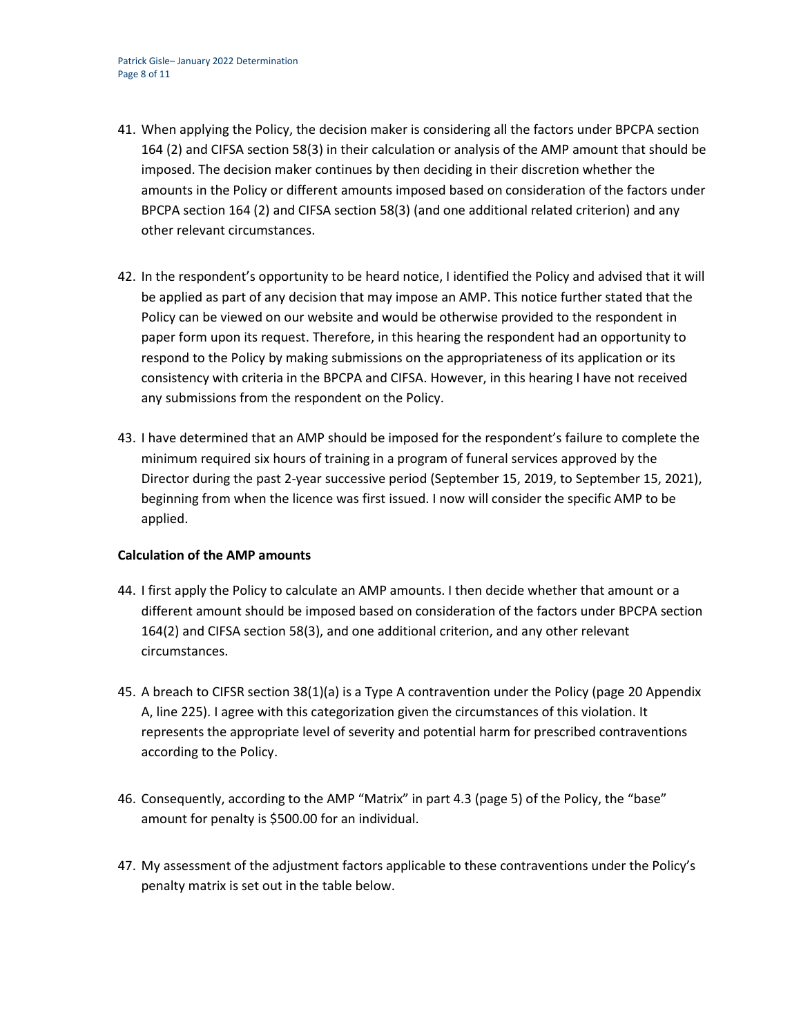41. When applying the Policy, the decision maker is considering all the factors under BPCPA section 164 (2) and CIFSA section 58(3) in their calculation or analysis of the AMP amount that should be imposed. The decision maker continues by then deciding in their discretion whether the amounts in the Policy or different amounts imposed based on consideration of the factors under BPCPA section 164 (2) and CIFSA section 58(3) (and one additional related criterion) and any other relevant circumstances.

42. In the respondent's opportunity to be heard notice, I identified the Policy and advised that it will be applied as part of any decision that may impose an AMP. This notice further stated that the Policy can be viewed on our website and would be otherwise provided to the respondent in paper form upon its request. Therefore, in this hearing the respondent had an opportunity to respond to the Policy by making submissions on the appropriateness of its application or its consistency with criteria in the BPCPA and CIFSA. However, in this hearing I have not received any submissions from the respondent on the Policy.

43. I have determined that an AMP should be imposed for the respondent's failure to complete the minimum required six hours of training in a program of funeral services approved by the Director during the past 2-year successive period (September 15, 2019, to September 15, 2021), beginning from when the licence was first issued. I now will consider the specific AMP to be applied.

**Calculation of the AMP amounts**

44. I first apply the Policy to calculate an AMP amounts. I then decide whether that amount or a different amount should be imposed based on consideration of the factors under BPCPA section 164(2) and CIFSA section 58(3), and one additional criterion, and any other relevant circumstances.

45. A breach to CIFSR section 38(1)(a) is a Type A contravention under the Policy (page 20 Appendix A, line 225). I agree with this categorization given the circumstances of this violation. It represents the appropriate level of severity and potential harm for prescribed contraventions according to the Policy.

46. Consequently, according to the AMP "Matrix" in part 4.3 (page 5) of the Policy, the "base" amount for penalty is $500.00 for an individual.

47. My assessment of the adjustment factors applicable to these contraventions under the Policy's penalty matrix is set out in the table below.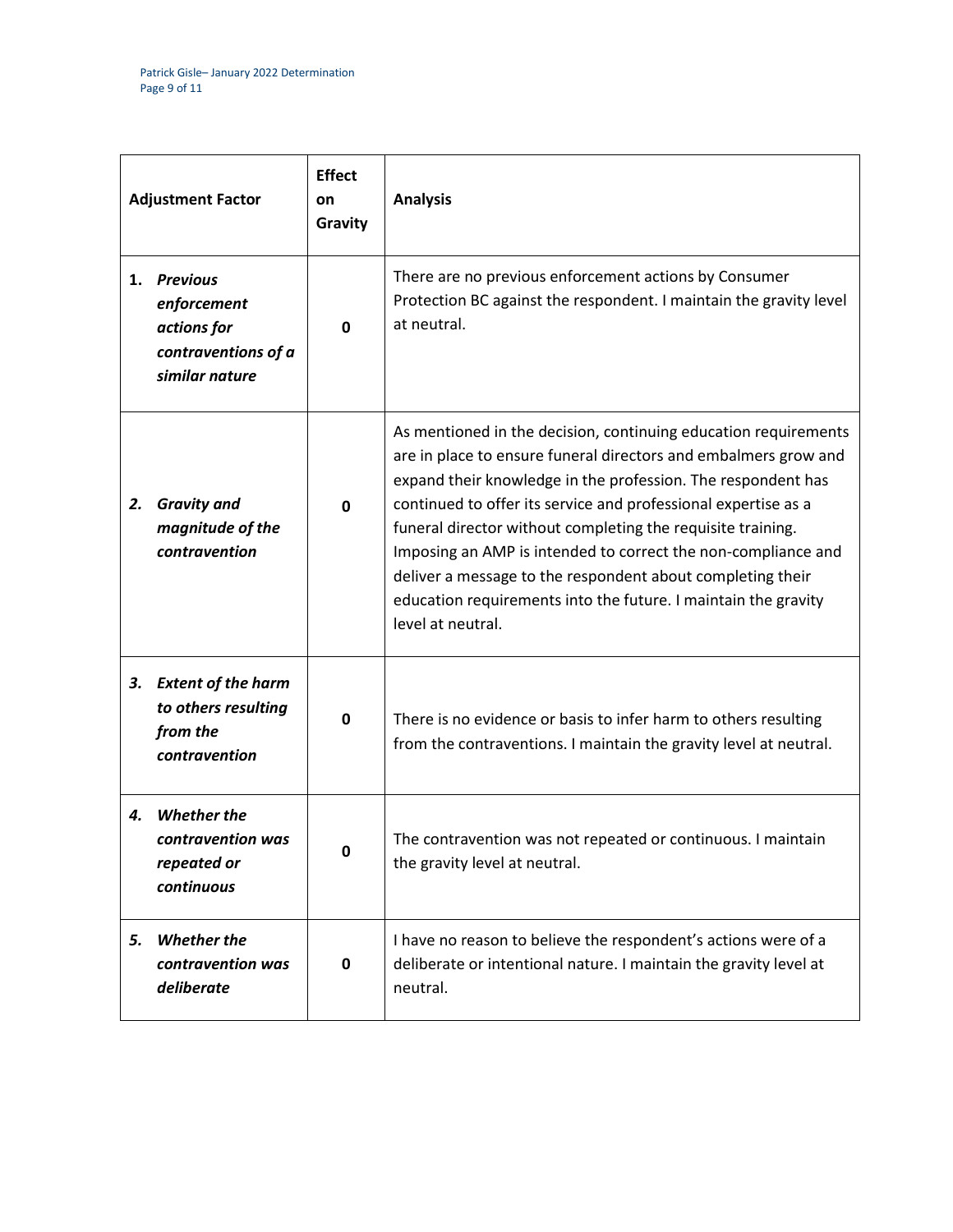| Adjustment Factor | Effect on Gravity | Analysis |
|---|---|---|
| 1. ***Previous enforcement actions for contraventions of a similar nature*** | **0** | There are no previous enforcement actions by Consumer Protection BC against the respondent. I maintain the gravity level at neutral. |
| 2. ***Gravity and magnitude of the contravention*** | **0** | As mentioned in the decision, continuing education requirements are in place to ensure funeral directors and embalmers grow and expand their knowledge in the profession. The respondent has continued to offer its service and professional expertise as a funeral director without completing the requisite training. Imposing an AMP is intended to correct the non-compliance and deliver a message to the respondent about completing their education requirements into the future. I maintain the gravity level at neutral. |
| 3. ***Extent of the harm to others resulting from the contravention*** | **0** | There is no evidence or basis to infer harm to others resulting from the contraventions. I maintain the gravity level at neutral. |
| 4. ***Whether the contravention was repeated or continuous*** | **0** | The contravention was not repeated or continuous. I maintain the gravity level at neutral. |
| 5. ***Whether the contravention was deliberate*** | **0** | I have no reason to believe the respondent's actions were of a deliberate or intentional nature. I maintain the gravity level at neutral. |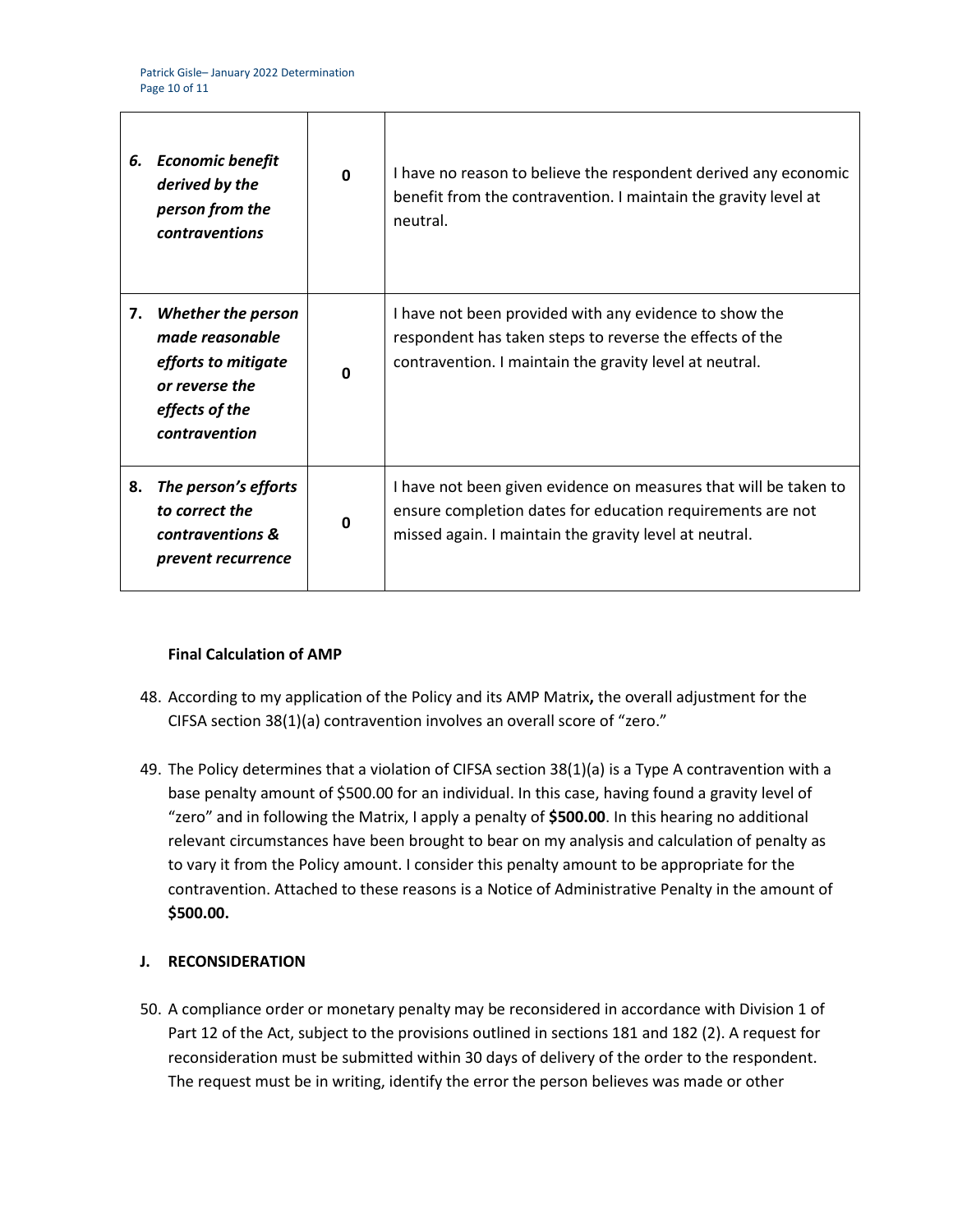| | | |
|---|---|---|
| ***6. Economic benefit derived by the person from the contraventions*** | **0** | I have no reason to believe the respondent derived any economic benefit from the contravention. I maintain the gravity level at neutral. |
| ***7. Whether the person made reasonable efforts to mitigate or reverse the effects of the contravention*** | **0** | I have not been provided with any evidence to show the respondent has taken steps to reverse the effects of the contravention. I maintain the gravity level at neutral. |
| ***8. The person's efforts to correct the contraventions & prevent recurrence*** | **0** | I have not been given evidence on measures that will be taken to ensure completion dates for education requirements are not missed again. I maintain the gravity level at neutral. |

**Final Calculation of AMP**

48. According to my application of the Policy and its AMP Matrix**,** the overall adjustment for the CIFSA section 38(1)(a) contravention involves an overall score of "zero."

49. The Policy determines that a violation of CIFSA section 38(1)(a) is a Type A contravention with a base penalty amount of $500.00 for an individual. In this case, having found a gravity level of "zero" and in following the Matrix, I apply a penalty of **$500.00**. In this hearing no additional relevant circumstances have been brought to bear on my analysis and calculation of penalty as to vary it from the Policy amount. I consider this penalty amount to be appropriate for the contravention. Attached to these reasons is a Notice of Administrative Penalty in the amount of **$500.00.**

## J. RECONSIDERATION

50. A compliance order or monetary penalty may be reconsidered in accordance with Division 1 of Part 12 of the Act, subject to the provisions outlined in sections 181 and 182 (2). A request for reconsideration must be submitted within 30 days of delivery of the order to the respondent. The request must be in writing, identify the error the person believes was made or other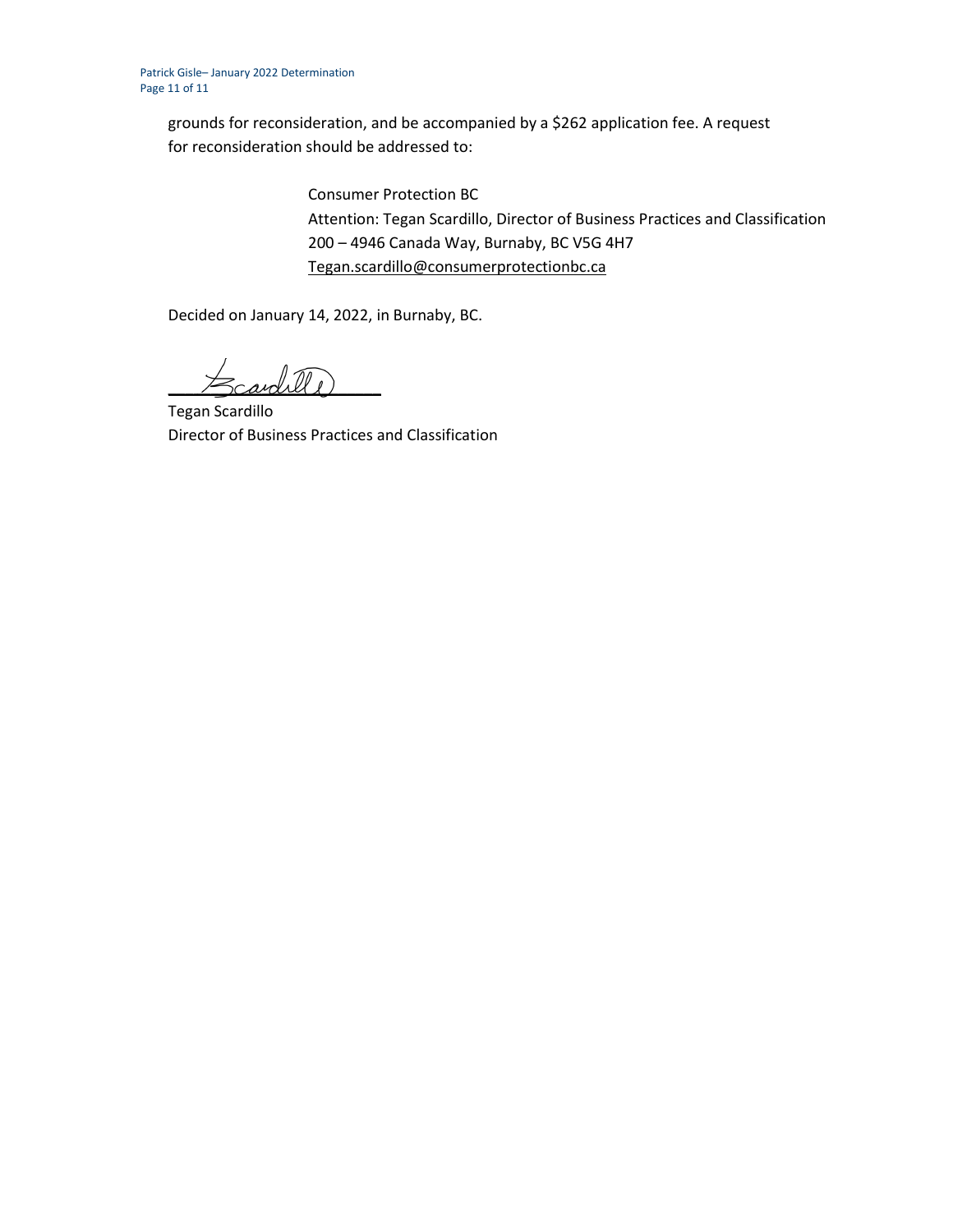grounds for reconsideration, and be accompanied by a $262 application fee. A request for reconsideration should be addressed to:

Consumer Protection BC
Attention: Tegan Scardillo, Director of Business Practices and Classification
200 – 4946 Canada Way, Burnaby, BC V5G 4H7
Tegan.scardillo@consumerprotectionbc.ca

Decided on January 14, 2022, in Burnaby, BC.

Tegan Scardillo
Director of Business Practices and Classification